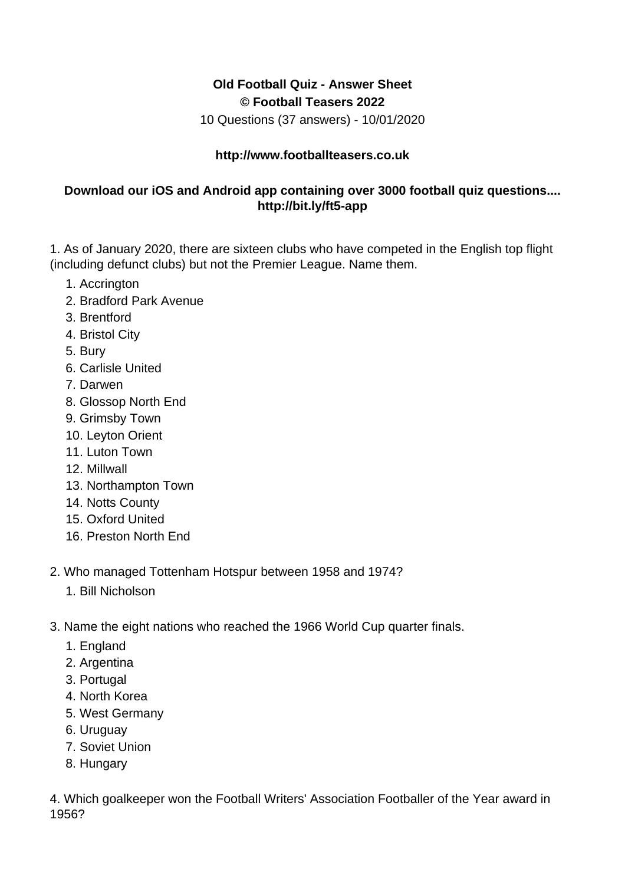**Old Football Quiz - Answer Sheet**
**© Football Teasers 2022**
10 Questions (37 answers) - 10/01/2020

**http://www.footballteasers.co.uk**

**Download our iOS and Android app containing over 3000 football quiz questions.... http://bit.ly/ft5-app**

1. As of January 2020, there are sixteen clubs who have competed in the English top flight (including defunct clubs) but not the Premier League. Name them.
   1. Accrington
   2. Bradford Park Avenue
   3. Brentford
   4. Bristol City
   5. Bury
   6. Carlisle United
   7. Darwen
   8. Glossop North End
   9. Grimsby Town
   10. Leyton Orient
   11. Luton Town
   12. Millwall
   13. Northampton Town
   14. Notts County
   15. Oxford United
   16. Preston North End

2. Who managed Tottenham Hotspur between 1958 and 1974?
   1. Bill Nicholson

3. Name the eight nations who reached the 1966 World Cup quarter finals.
   1. England
   2. Argentina
   3. Portugal
   4. North Korea
   5. West Germany
   6. Uruguay
   7. Soviet Union
   8. Hungary

4. Which goalkeeper won the Football Writers' Association Footballer of the Year award in 1956?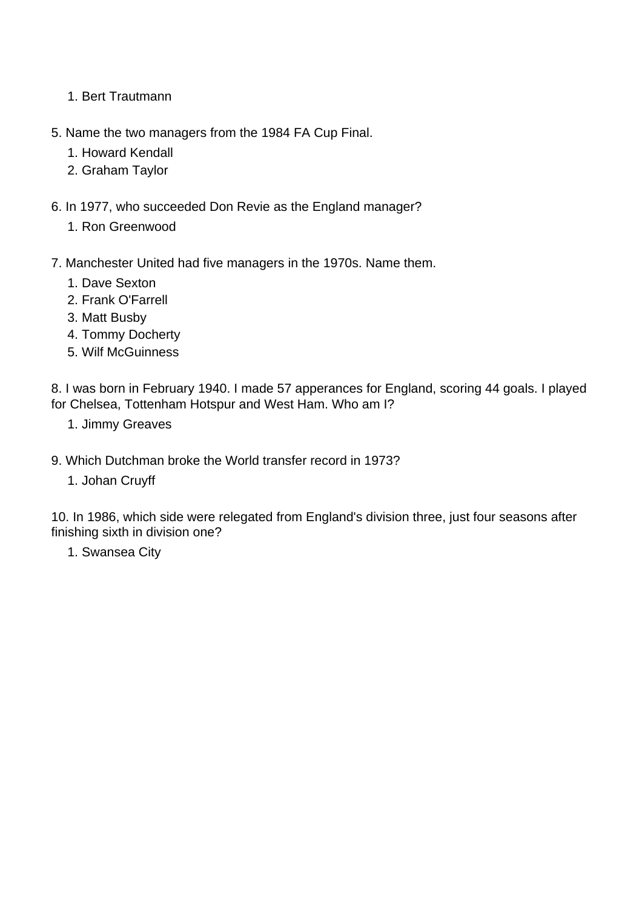1. Bert Trautmann

5. Name the two managers from the 1984 FA Cup Final.
   1. Howard Kendall
   2. Graham Taylor

6. In 1977, who succeeded Don Revie as the England manager?
   1. Ron Greenwood

7. Manchester United had five managers in the 1970s. Name them.
   1. Dave Sexton
   2. Frank O'Farrell
   3. Matt Busby
   4. Tommy Docherty
   5. Wilf McGuinness

8. I was born in February 1940. I made 57 apperances for England, scoring 44 goals. I played for Chelsea, Tottenham Hotspur and West Ham. Who am I?
   1. Jimmy Greaves

9. Which Dutchman broke the World transfer record in 1973?
   1. Johan Cruyff

10. In 1986, which side were relegated from England's division three, just four seasons after finishing sixth in division one?
    1. Swansea City